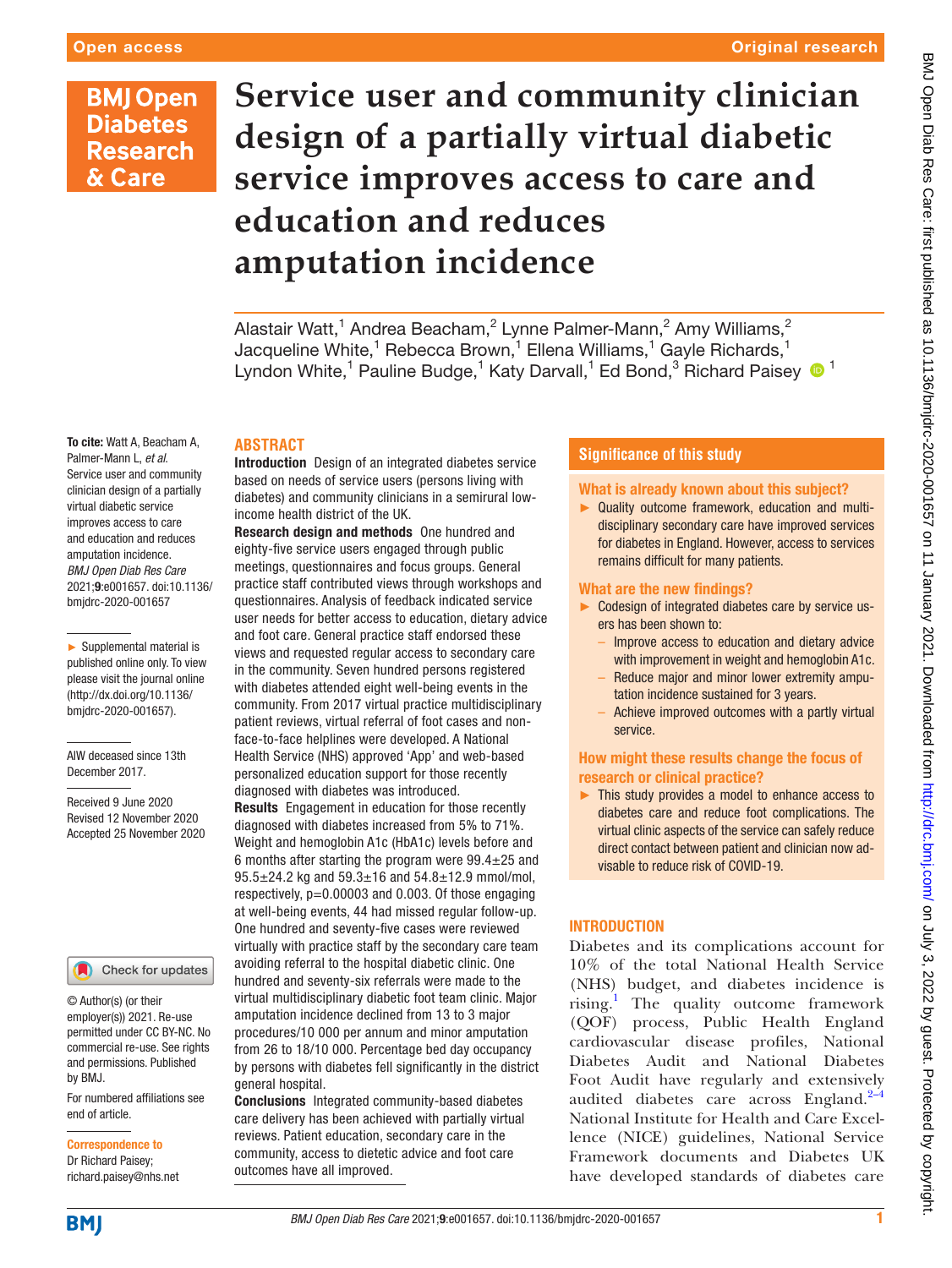Open access

Original research

# Service user and community clinician design of a partially virtual diabetic service improves access to care and education and reduces amputation incidence

Alastair Watt,[1] Andrea Beacham,[2] Lynne Palmer-Mann,[2] Amy Williams,[2] Jacqueline White,[1] Rebecca Brown,[1] Ellena Williams,[1] Gayle Richards,[1] Lyndon White,[1] Pauline Budge,[1] Katy Darvall,[1] Ed Bond,[3] Richard Paisey[1]

**To cite:** Watt A, Beacham A, Palmer-Mann L, *et al*. Service user and community clinician design of a partially virtual diabetic service improves access to care and education and reduces amputation incidence. *BMJ Open Diab Res Care* 2021;**9**:e001657. doi:10.1136/bmjdrc-2020-001657

► Supplemental material is published online only. To view please visit the journal online (http://dx.doi.org/10.1136/bmjdrc-2020-001657).

AIW deceased since 13th December 2017.

Received 9 June 2020
Revised 12 November 2020
Accepted 25 November 2020

© Author(s) (or their employer(s)) 2021. Re-use permitted under CC BY-NC. No commercial re-use. See rights and permissions. Published by BMJ.

For numbered affiliations see end of article.

**Correspondence to**
Dr Richard Paisey;
richard.paisey@nhs.net

## ABSTRACT

**Introduction** Design of an integrated diabetes service based on needs of service users (persons living with diabetes) and community clinicians in a semirural low-income health district of the UK.

**Research design and methods** One hundred and eighty-five service users engaged through public meetings, questionnaires and focus groups. General practice staff contributed views through workshops and questionnaires. Analysis of feedback indicated service user needs for better access to education, dietary advice and foot care. General practice staff endorsed these views and requested regular access to secondary care in the community. Seven hundred persons registered with diabetes attended eight well-being events in the community. From 2017 virtual practice multidisciplinary patient reviews, virtual referral of foot cases and non-face-to-face helplines were developed. A National Health Service (NHS) approved 'App' and web-based personalized education support for those recently diagnosed with diabetes was introduced.

**Results** Engagement in education for those recently diagnosed with diabetes increased from 5% to 71%. Weight and hemoglobin A1c (HbA1c) levels before and 6 months after starting the program were 99.4±25 and 95.5±24.2 kg and 59.3±16 and 54.8±12.9 mmol/mol, respectively, p=0.00003 and 0.003. Of those engaging at well-being events, 44 had missed regular follow-up. One hundred and seventy-five cases were reviewed virtually with practice staff by the secondary care team avoiding referral to the hospital diabetic clinic. One hundred and seventy-six referrals were made to the virtual multidisciplinary diabetic foot team clinic. Major amputation incidence declined from 13 to 3 major procedures/10 000 per annum and minor amputation from 26 to 18/10 000. Percentage bed day occupancy by persons with diabetes fell significantly in the district general hospital.

**Conclusions** Integrated community-based diabetes care delivery has been achieved with partially virtual reviews. Patient education, secondary care in the community, access to dietetic advice and foot care outcomes have all improved.

## Significance of this study

### What is already known about this subject?

► Quality outcome framework, education and multidisciplinary secondary care have improved services for diabetes in England. However, access to services remains difficult for many patients.

### What are the new findings?

► Codesign of integrated diabetes care by service users has been shown to:
  - Improve access to education and dietary advice with improvement in weight and hemoglobin A1c.
  - Reduce major and minor lower extremity amputation incidence sustained for 3 years.
  - Achieve improved outcomes with a partly virtual service.

### How might these results change the focus of research or clinical practice?

► This study provides a model to enhance access to diabetes care and reduce foot complications. The virtual clinic aspects of the service can safely reduce direct contact between patient and clinician now advisable to reduce risk of COVID-19.

## INTRODUCTION

Diabetes and its complications account for 10% of the total National Health Service (NHS) budget, and diabetes incidence is rising.[1] The quality outcome framework (QOF) process, Public Health England cardiovascular disease profiles, National Diabetes Audit and National Diabetes Foot Audit have regularly and extensively audited diabetes care across England.[2–4] National Institute for Health and Care Excellence (NICE) guidelines, National Service Framework documents and Diabetes UK have developed standards of diabetes care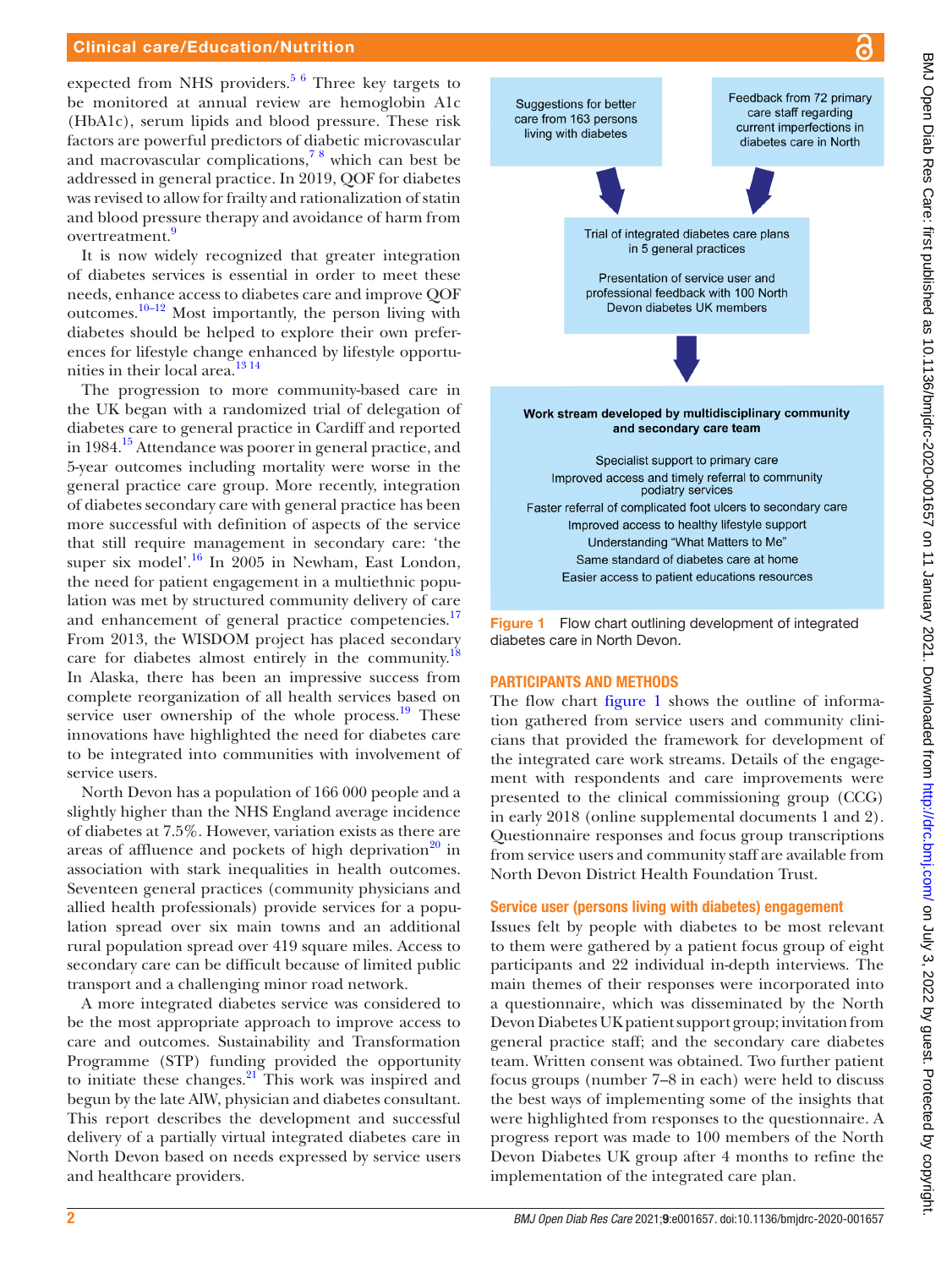expected from NHS providers.[5 6] Three key targets to be monitored at annual review are hemoglobin A1c (HbA1c), serum lipids and blood pressure. These risk factors are powerful predictors of diabetic microvascular and macrovascular complications,[7 8] which can best be addressed in general practice. In 2019, QOF for diabetes was revised to allow for frailty and rationalization of statin and blood pressure therapy and avoidance of harm from overtreatment.[9]

It is now widely recognized that greater integration of diabetes services is essential in order to meet these needs, enhance access to diabetes care and improve QOF outcomes.[10–12] Most importantly, the person living with diabetes should be helped to explore their own preferences for lifestyle change enhanced by lifestyle opportunities in their local area.[13 14]

The progression to more community-based care in the UK began with a randomized trial of delegation of diabetes care to general practice in Cardiff and reported in 1984.[15] Attendance was poorer in general practice, and 5-year outcomes including mortality were worse in the general practice care group. More recently, integration of diabetes secondary care with general practice has been more successful with definition of aspects of the service that still require management in secondary care: 'the super six model'.[16] In 2005 in Newham, East London, the need for patient engagement in a multiethnic population was met by structured community delivery of care and enhancement of general practice competencies.[17] From 2013, the WISDOM project has placed secondary care for diabetes almost entirely in the community.[18] In Alaska, there has been an impressive success from complete reorganization of all health services based on service user ownership of the whole process.[19] These innovations have highlighted the need for diabetes care to be integrated into communities with involvement of service users.

North Devon has a population of 166 000 people and a slightly higher than the NHS England average incidence of diabetes at 7.5%. However, variation exists as there are areas of affluence and pockets of high deprivation[20] in association with stark inequalities in health outcomes. Seventeen general practices (community physicians and allied health professionals) provide services for a population spread over six main towns and an additional rural population spread over 419 square miles. Access to secondary care can be difficult because of limited public transport and a challenging minor road network.

A more integrated diabetes service was considered to be the most appropriate approach to improve access to care and outcomes. Sustainability and Transformation Programme (STP) funding provided the opportunity to initiate these changes.[21] This work was inspired and begun by the late AIW, physician and diabetes consultant. This report describes the development and successful delivery of a partially virtual integrated diabetes care in North Devon based on needs expressed by service users and healthcare providers.

Suggestions for better care from 163 persons living with diabetes

Feedback from 72 primary care staff regarding current imperfections in diabetes care in North

Trial of integrated diabetes care plans in 5 general practices

Presentation of service user and professional feedback with 100 North Devon diabetes UK members

**Work stream developed by multidisciplinary community and secondary care team**

Specialist support to primary care
Improved access and timely referral to community podiatry services
Faster referral of complicated foot ulcers to secondary care
Improved access to healthy lifestyle support
Understanding "What Matters to Me"
Same standard of diabetes care at home
Easier access to patient educations resources

**Figure 1** Flow chart outlining development of integrated diabetes care in North Devon.

## PARTICIPANTS AND METHODS

The flow chart figure 1 shows the outline of information gathered from service users and community clinicians that provided the framework for development of the integrated care work streams. Details of the engagement with respondents and care improvements were presented to the clinical commissioning group (CCG) in early 2018 (online supplemental documents 1 and 2). Questionnaire responses and focus group transcriptions from service users and community staff are available from North Devon District Health Foundation Trust.

### Service user (persons living with diabetes) engagement

Issues felt by people with diabetes to be most relevant to them were gathered by a patient focus group of eight participants and 22 individual in-depth interviews. The main themes of their responses were incorporated into a questionnaire, which was disseminated by the North Devon Diabetes UK patient support group; invitation from general practice staff; and the secondary care diabetes team. Written consent was obtained. Two further patient focus groups (number 7–8 in each) were held to discuss the best ways of implementing some of the insights that were highlighted from responses to the questionnaire. A progress report was made to 100 members of the North Devon Diabetes UK group after 4 months to refine the implementation of the integrated care plan.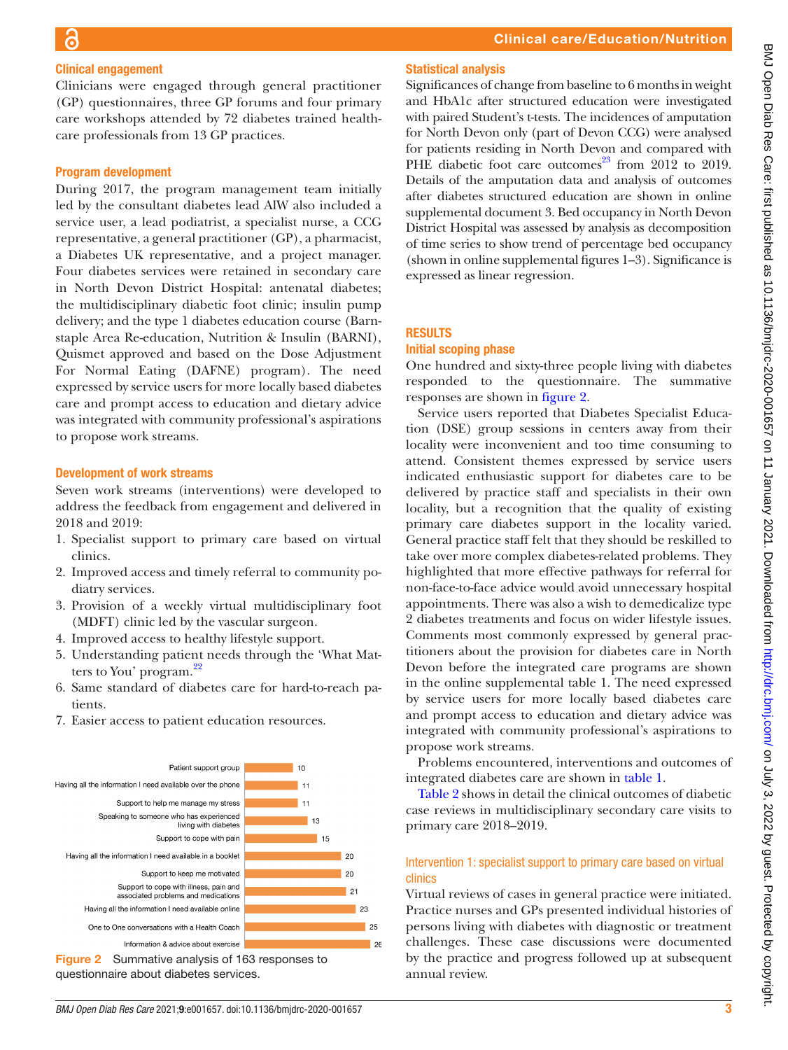### Clinical engagement

Clinicians were engaged through general practitioner (GP) questionnaires, three GP forums and four primary care workshops attended by 72 diabetes trained healthcare professionals from 13 GP practices.

### Program development

During 2017, the program management team initially led by the consultant diabetes lead AIW also included a service user, a lead podiatrist, a specialist nurse, a CCG representative, a general practitioner (GP), a pharmacist, a Diabetes UK representative, and a project manager. Four diabetes services were retained in secondary care in North Devon District Hospital: antenatal diabetes; the multidisciplinary diabetic foot clinic; insulin pump delivery; and the type 1 diabetes education course (Barnstaple Area Re-education, Nutrition & Insulin (BARNI), Quismet approved and based on the Dose Adjustment For Normal Eating (DAFNE) program). The need expressed by service users for more locally based diabetes care and prompt access to education and dietary advice was integrated with community professional's aspirations to propose work streams.

### Development of work streams

Seven work streams (interventions) were developed to address the feedback from engagement and delivered in 2018 and 2019:

1. Specialist support to primary care based on virtual clinics.
2. Improved access and timely referral to community podiatry services.
3. Provision of a weekly virtual multidisciplinary foot (MDFT) clinic led by the vascular surgeon.
4. Improved access to healthy lifestyle support.
5. Understanding patient needs through the 'What Matters to You' program.[22]
6. Same standard of diabetes care for hard-to-reach patients.
7. Easier access to patient education resources.

| Response | Count |
|---|---|
| Patient support group | 10 |
| Having all the information I need available over the phone | 11 |
| Support to help me manage my stress | 11 |
| Speaking to someone who has experienced living with diabetes | 13 |
| Support to cope with pain | 15 |
| Having all the information I need available in a booklet | 20 |
| Support to keep me motivated | 20 |
| Support to cope with illness, pain and associated problems and medications | 21 |
| Having all the information I need available online | 23 |
| One to One conversations with a Health Coach | 25 |
| Information & advice about exercise | 26 |

**Figure 2** Summative analysis of 163 responses to questionnaire about diabetes services.

### Statistical analysis

Significances of change from baseline to 6 months in weight and HbA1c after structured education were investigated with paired Student's t-tests. The incidences of amputation for North Devon only (part of Devon CCG) were analysed for patients residing in North Devon and compared with PHE diabetic foot care outcomes[23] from 2012 to 2019. Details of the amputation data and analysis of outcomes after diabetes structured education are shown in online supplemental document 3. Bed occupancy in North Devon District Hospital was assessed by analysis as decomposition of time series to show trend of percentage bed occupancy (shown in online supplemental figures 1–3). Significance is expressed as linear regression.

## RESULTS

### Initial scoping phase

One hundred and sixty-three people living with diabetes responded to the questionnaire. The summative responses are shown in figure 2.

Service users reported that Diabetes Specialist Education (DSE) group sessions in centers away from their locality were inconvenient and too time consuming to attend. Consistent themes expressed by service users indicated enthusiastic support for diabetes care to be delivered by practice staff and specialists in their own locality, but a recognition that the quality of existing primary care diabetes support in the locality varied. General practice staff felt that they should be reskilled to take over more complex diabetes-related problems. They highlighted that more effective pathways for referral for non-face-to-face advice would avoid unnecessary hospital appointments. There was also a wish to demedicalize type 2 diabetes treatments and focus on wider lifestyle issues. Comments most commonly expressed by general practitioners about the provision for diabetes care in North Devon before the integrated care programs are shown in the online supplemental table 1. The need expressed by service users for more locally based diabetes care and prompt access to education and dietary advice was integrated with community professional's aspirations to propose work streams.

Problems encountered, interventions and outcomes of integrated diabetes care are shown in table 1.

Table 2 shows in detail the clinical outcomes of diabetic case reviews in multidisciplinary secondary care visits to primary care 2018–2019.

### Intervention 1: specialist support to primary care based on virtual clinics

Virtual reviews of cases in general practice were initiated. Practice nurses and GPs presented individual histories of persons living with diabetes with diagnostic or treatment challenges. These case discussions were documented by the practice and progress followed up at subsequent annual review.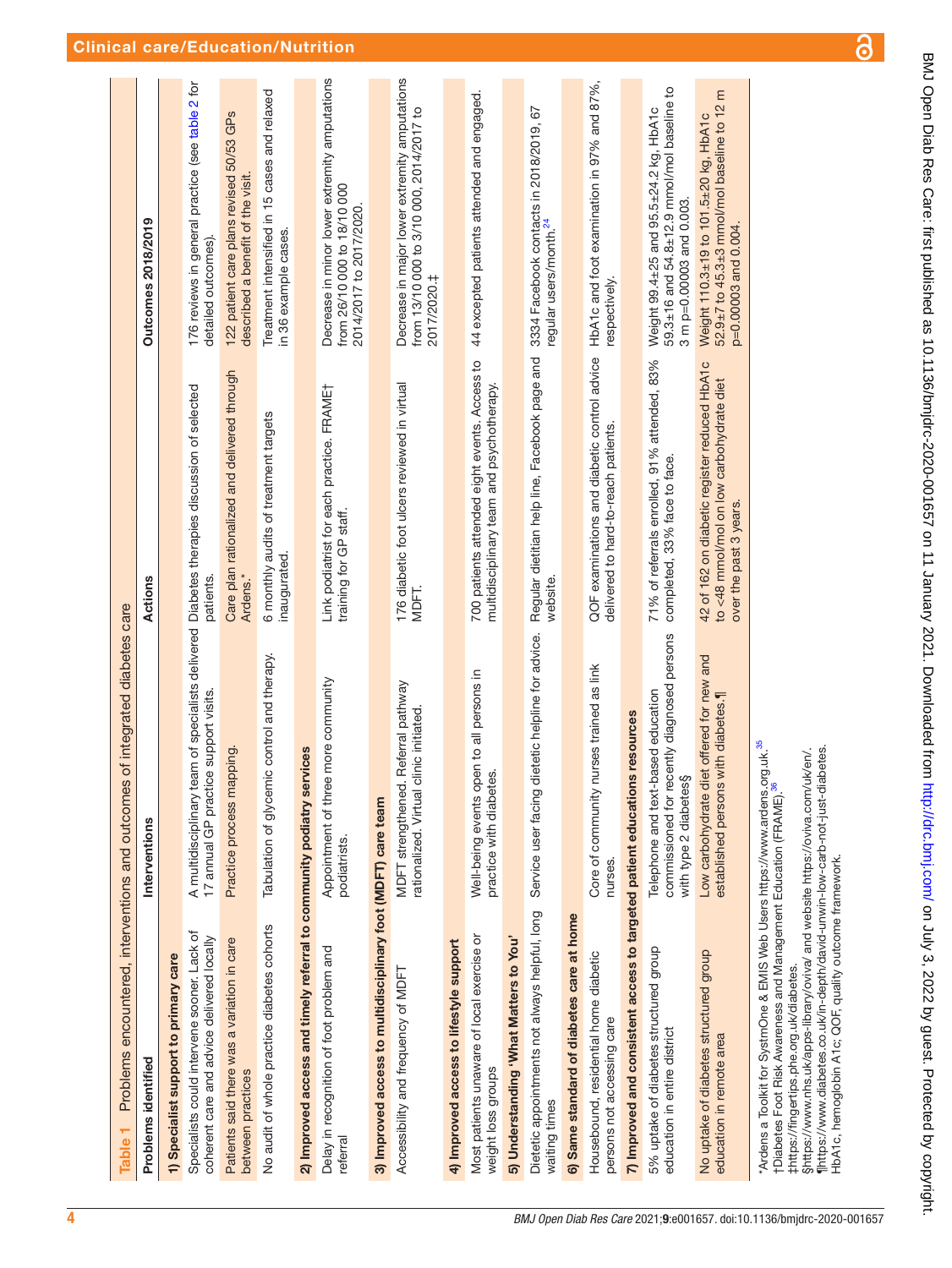**Table 1** Problems encountered, interventions and outcomes of integrated diabetes care

| Problems identified | Interventions | Actions | Outcomes 2018/2019 |
|---|---|---|---|
| **1) Specialist support to primary care** | | | |
| Specialists could intervene sooner. Lack of coherent care and advice delivered locally | A multidisciplinary team of specialists delivered 17 annual GP practice support visits. | Diabetes therapies discussion of selected patients. | 176 reviews in general practice (see table 2 for detailed outcomes). |
| Patients said there was a variation in care between practices | Practice process mapping. | Care plan rationalized and delivered through Ardens.* | 122 patient care plans revised 50/53 GPs described a benefit of the visit. |
| No audit of whole practice diabetes cohorts | Tabulation of glycemic control and therapy. | 6 monthly audits of treatment targets inaugurated. | Treatment intensified in 15 cases and relaxed in 36 example cases. |
| **2) Improved access and timely referral to community podiatry services** | | | |
| Delay in recognition of foot problem and referral | Appointment of three more community podiatrists. | Link podiatrist for each practice. FRAME† training for GP staff. | Decrease in minor lower extremity amputations from 26/10 000 to 18/10 000 2014/2017 to 2017/2020. |
| **3) Improved access to multidisciplinary foot (MDFT) care team** | | | |
| Accessibility and frequency of MDFT | MDFT strengthened. Referral pathway rationalized. Virtual clinic initiated. | 176 diabetic foot ulcers reviewed in virtual MDFT. | Decrease in major lower extremity amputations from 13/10 000 to 3/10 000, 2014/2017 to 2017/2020.‡ |
| **4) Improved access to lifestyle support** | | | |
| Most patients unaware of local exercise or weight loss groups | Well-being events open to all persons in practice with diabetes. | 700 patients attended eight events. Access to multidisciplinary team and psychotherapy. | 44 excepted patients attended and engaged. |
| **5) Understanding 'What Matters to You'** | | | |
| Dietetic appointments not always helpful, long waiting times | Service user facing dietetic helpline for advice. | Regular dietitian help line, Facebook page and website. | 3334 Facebook contacts in 2018/2019, 67 regular users/month.[24] |
| **6) Same standard of diabetes care at home** | | | |
| Housebound, residential home diabetic persons not accessing care | Core of community nurses trained as link nurses. | QOF examinations and diabetic control advice delivered to hard-to-reach patients. | HbA1c and foot examination in 97% and 87%, respectively. |
| **7) Improved and consistent access to targeted patient educations resources** | | | |
| 5% uptake of diabetes structured group education in entire district | Telephone and text-based education commissioned for recently diagnosed persons with type 2 diabetes§ | 71% of referrals enrolled, 91% attended, 83% completed, 33% face to face. | Weight 99.4±25 and 95.5±24.2 kg, HbA1c 59.3±16 and 54.8±12.9 mmol/mol baseline to 3 m p=0.00003 and 0.003. |
| No uptake of diabetes structured group education in remote area | Low carbohydrate diet offered for new and established persons with diabetes.¶ | 42 of 162 on diabetic register reduced HbA1c to <48 mmol/mol on low carbohydrate diet over the past 3 years. | Weight 110.3±19 to 101.5±20 kg, HbA1c 52.9±7 to 45.3±3 mmol/mol baseline to 12 m p=0.00003 and 0.004. |

*Ardens a Toolkit for SystmOne & EMIS Web Users https://www.ardens.org.uk.[35]
†Diabetes Foot Risk Awareness and Management Education (FRAME).[36]
‡https://fingertips.phe.org.uk/diabetes.
§https://www.nhs.uk/apps-library/oviva/ and website https://oviva.com/uk/en/.
¶https://www.diabetes.co.uk/in-depth/david-unwin-low-carb-not-just-diabetes.
HbA1c, hemoglobin A1c; QOF, quality outcome framework.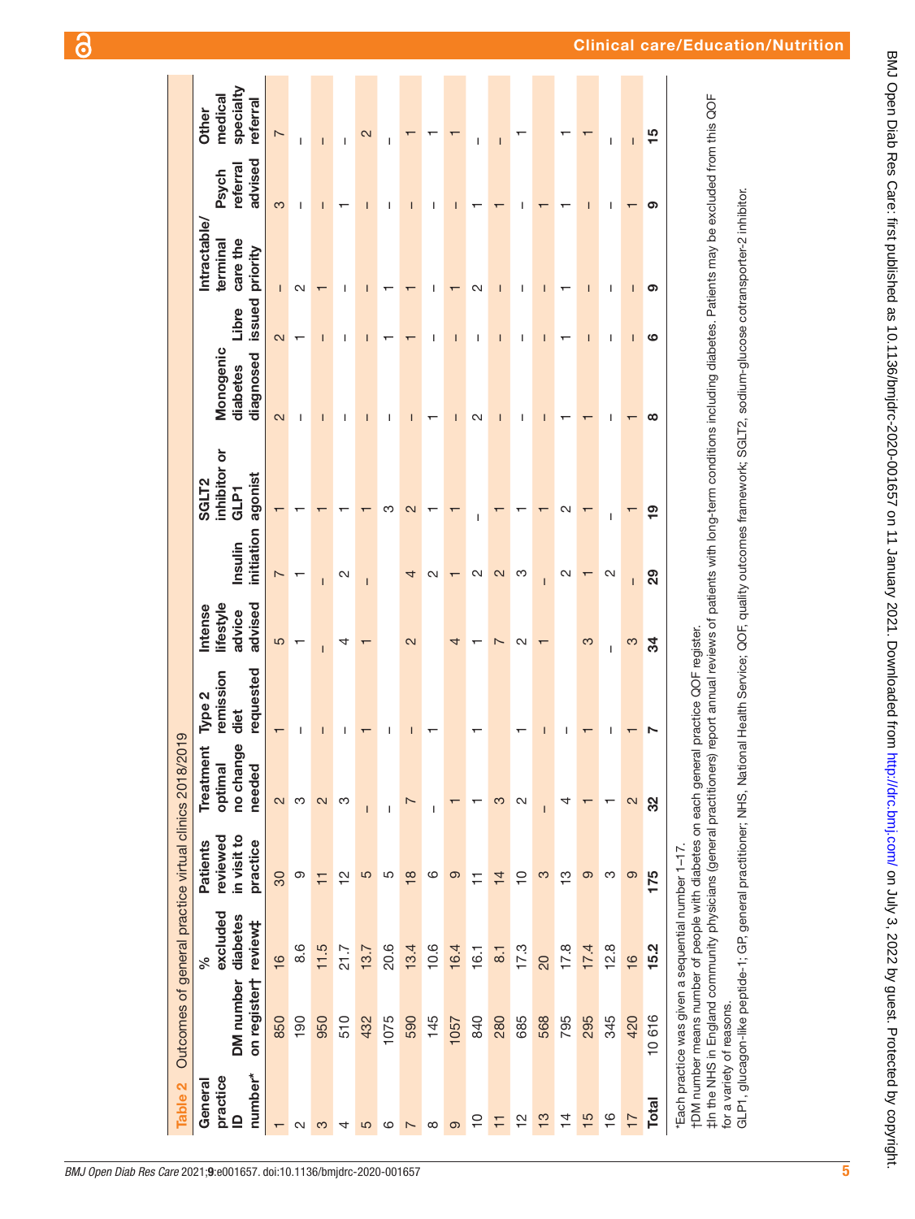**Table 2** Outcomes of general practice virtual clinics 2018/2019

| General practice ID number* | DM number on register† | % excluded diabetes review‡ | Patients reviewed in visit to practice | Treatment optimal no change needed | Type 2 remission diet requested | Intense lifestyle advice advised | Insulin initiation | SGLT2 inhibitor or GLP1 agonist | Monogenic diabetes diagnosed | Libre issued | Intractable/terminal care the priority | Psych referral advised | Other medical specialty referral |
|---|---|---|---|---|---|---|---|---|---|---|---|---|---|
| 1 | 850 | 16 | 30 | 2 | 1 | 5 | 7 | 1 | 2 | 2 | – | 3 | 7 |
| 2 | 190 | 8.6 | 9 | 3 | – | 1 | 1 | 1 | – | 1 | 2 | – | – |
| 3 | 950 | 11.5 | 11 | 2 | – | – | – | 1 | – | – | 1 | – | – |
| 4 | 510 | 21.7 | 12 | 3 | – | 4 | 2 | 1 | – | – | – | 1 | – |
| 5 | 432 | 13.7 | 5 | – | 1 | 1 | – | 1 | – | – | – | – | 2 |
| 6 | 1075 | 20.6 | 5 | – | – | | | 3 | – | 1 | 1 | – | – |
| 7 | 590 | 13.4 | 18 | 7 | – | 2 | 4 | 2 | – | 1 | 1 | – | 1 |
| 8 | 145 | 10.6 | 6 | – | 1 | | 2 | 1 | 1 | – | – | – | 1 |
| 9 | 1057 | 16.4 | 9 | 1 | | 4 | 1 | 1 | – | – | 1 | – | 1 |
| 10 | 840 | 16.1 | 11 | 1 | 1 | 1 | 2 | – | 2 | – | 2 | 1 | – |
| 11 | 280 | 8.1 | 14 | 3 | | 7 | 2 | 1 | – | – | – | 1 | – |
| 12 | 685 | 17.3 | 10 | 2 | 1 | 2 | 3 | 1 | – | – | – | – | 1 |
| 13 | 568 | 20 | 3 | – | – | 1 | – | 1 | – | – | – | 1 | |
| 14 | 795 | 17.8 | 13 | 4 | – | | 2 | 2 | 1 | 1 | 1 | 1 | 1 |
| 15 | 295 | 17.4 | 9 | 1 | 1 | 3 | 1 | 1 | 1 | – | – | – | 1 |
| 16 | 345 | 12.8 | 3 | 1 | – | – | 2 | – | – | – | – | – | – |
| 17 | 420 | 16 | 9 | 2 | 1 | 3 | – | 1 | 1 | – | – | 1 | – |
| **Total** | 10 616 | **15.2** | **175** | **32** | **7** | **34** | **29** | **19** | **8** | **6** | **9** | **9** | **15** |

*Each practice was given a sequential number 1–17.
†DM number means number of people with diabetes on each general practice QOF register.
‡In the NHS in England community physicians (general practitioners) report annual reviews of patients with long-term conditions including diabetes. Patients may be excluded from this QOF for a variety of reasons.
GLP1, glucagon-like peptide-1; GP, general practitioner; NHS, National Health Service; QOF, quality outcomes framework; SGLT2, sodium-glucose cotransporter-2 inhibitor.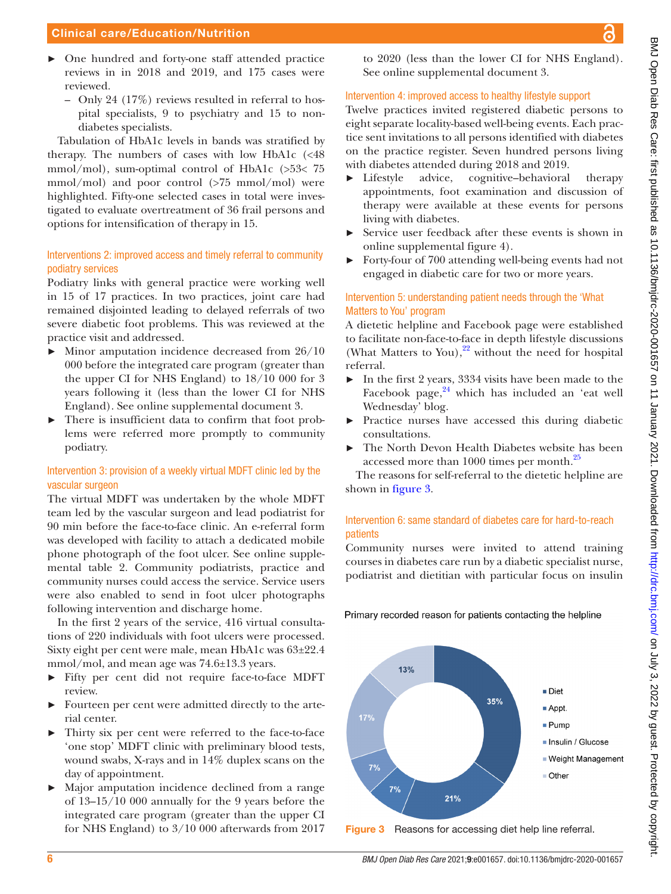- One hundred and forty-one staff attended practice reviews in in 2018 and 2019, and 175 cases were reviewed.
  - Only 24 (17%) reviews resulted in referral to hospital specialists, 9 to psychiatry and 15 to non-diabetes specialists.

Tabulation of HbA1c levels in bands was stratified by therapy. The numbers of cases with low HbA1c (<48 mmol/mol), sum-optimal control of HbA1c (>53< 75 mmol/mol) and poor control (>75 mmol/mol) were highlighted. Fifty-one selected cases in total were investigated to evaluate overtreatment of 36 frail persons and options for intensification of therapy in 15.

### Interventions 2: improved access and timely referral to community podiatry services

Podiatry links with general practice were working well in 15 of 17 practices. In two practices, joint care had remained disjointed leading to delayed referrals of two severe diabetic foot problems. This was reviewed at the practice visit and addressed.

- Minor amputation incidence decreased from 26/10 000 before the integrated care program (greater than the upper CI for NHS England) to 18/10 000 for 3 years following it (less than the lower CI for NHS England). See online supplemental document 3.
- There is insufficient data to confirm that foot problems were referred more promptly to community podiatry.

### Intervention 3: provision of a weekly virtual MDFT clinic led by the vascular surgeon

The virtual MDFT was undertaken by the whole MDFT team led by the vascular surgeon and lead podiatrist for 90 min before the face-to-face clinic. An e-referral form was developed with facility to attach a dedicated mobile phone photograph of the foot ulcer. See online supplemental table 2. Community podiatrists, practice and community nurses could access the service. Service users were also enabled to send in foot ulcer photographs following intervention and discharge home.

In the first 2 years of the service, 416 virtual consultations of 220 individuals with foot ulcers were processed. Sixty eight per cent were male, mean HbA1c was 63±22.4 mmol/mol, and mean age was 74.6±13.3 years.

- Fifty per cent did not require face-to-face MDFT review.
- Fourteen per cent were admitted directly to the arterial center.
- Thirty six per cent were referred to the face-to-face 'one stop' MDFT clinic with preliminary blood tests, wound swabs, X-rays and in 14% duplex scans on the day of appointment.
- Major amputation incidence declined from a range of 13–15/10 000 annually for the 9 years before the integrated care program (greater than the upper CI for NHS England) to 3/10 000 afterwards from 2017 to 2020 (less than the lower CI for NHS England). See online supplemental document 3.

### Intervention 4: improved access to healthy lifestyle support

Twelve practices invited registered diabetic persons to eight separate locality-based well-being events. Each practice sent invitations to all persons identified with diabetes on the practice register. Seven hundred persons living with diabetes attended during 2018 and 2019.

- Lifestyle advice, cognitive–behavioral therapy appointments, foot examination and discussion of therapy were available at these events for persons living with diabetes.
- Service user feedback after these events is shown in online supplemental figure 4).
- Forty-four of 700 attending well-being events had not engaged in diabetic care for two or more years.

### Intervention 5: understanding patient needs through the 'What Matters to You' program

A dietetic helpline and Facebook page were established to facilitate non-face-to-face in depth lifestyle discussions (What Matters to You),[22] without the need for hospital referral.

- In the first 2 years, 3334 visits have been made to the Facebook page,[24] which has included an 'eat well Wednesday' blog.
- Practice nurses have accessed this during diabetic consultations.
- The North Devon Health Diabetes website has been accessed more than 1000 times per month.[25]

The reasons for self-referral to the dietetic helpline are shown in figure 3.

### Intervention 6: same standard of diabetes care for hard-to-reach patients

Community nurses were invited to attend training courses in diabetes care run by a diabetic specialist nurse, podiatrist and dietitian with particular focus on insulin

Primary recorded reason for patients contacting the helpline

| Reason | % |
|---|---|
| Diet | 35% |
| Appt. | 21% |
| Pump | 7% |
| Insulin / Glucose | 7% |
| Weight Management | 17% |
| Other | 13% |

**Figure 3** Reasons for accessing diet help line referral.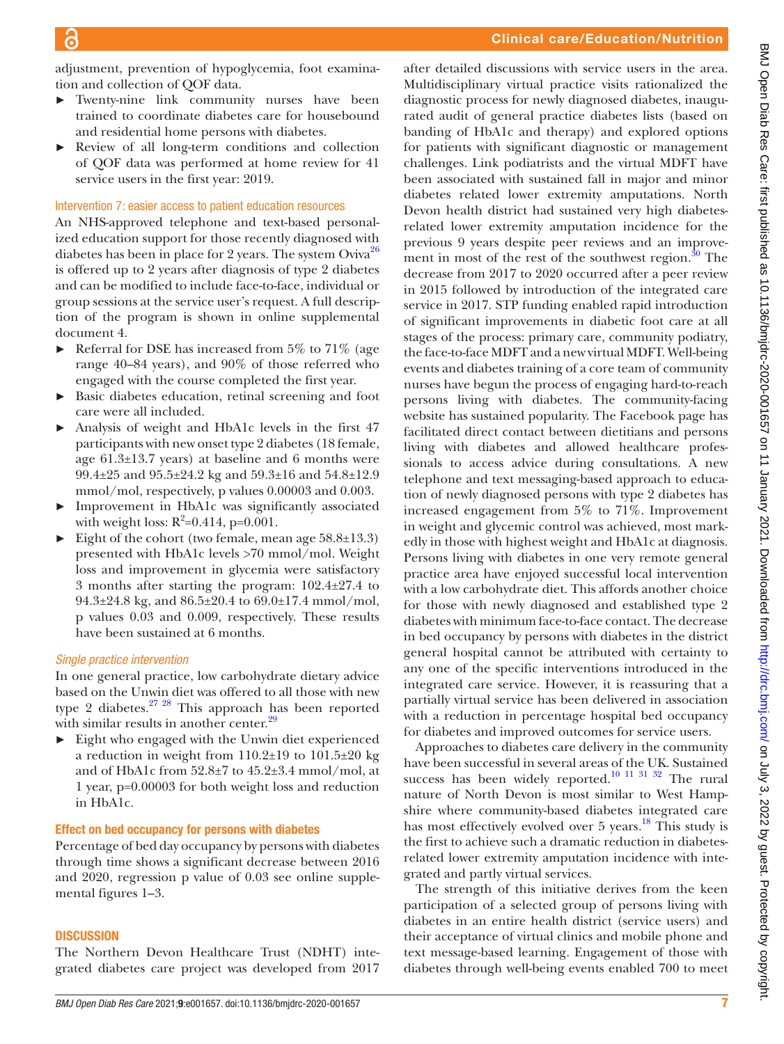adjustment, prevention of hypoglycemia, foot examination and collection of QOF data.

- Twenty-nine link community nurses have been trained to coordinate diabetes care for housebound and residential home persons with diabetes.
- Review of all long-term conditions and collection of QOF data was performed at home review for 41 service users in the first year: 2019.

### Intervention 7: easier access to patient education resources

An NHS-approved telephone and text-based personalized education support for those recently diagnosed with diabetes has been in place for 2 years. The system Oviva[26] is offered up to 2 years after diagnosis of type 2 diabetes and can be modified to include face-to-face, individual or group sessions at the service user's request. A full description of the program is shown in online supplemental document 4.

- Referral for DSE has increased from 5% to 71% (age range 40–84 years), and 90% of those referred who engaged with the course completed the first year.
- Basic diabetes education, retinal screening and foot care were all included.
- Analysis of weight and HbA1c levels in the first 47 participants with new onset type 2 diabetes (18 female, age 61.3±13.7 years) at baseline and 6 months were 99.4±25 and 95.5±24.2 kg and 59.3±16 and 54.8±12.9 mmol/mol, respectively, p values 0.00003 and 0.003.
- Improvement in HbA1c was significantly associated with weight loss: $R^2$=0.414, p=0.001.
- Eight of the cohort (two female, mean age 58.8±13.3) presented with HbA1c levels >70 mmol/mol. Weight loss and improvement in glycemia were satisfactory 3 months after starting the program: 102.4±27.4 to 94.3±24.8 kg, and 86.5±20.4 to 69.0±17.4 mmol/mol, p values 0.03 and 0.009, respectively. These results have been sustained at 6 months.

### *Single practice intervention*

In one general practice, low carbohydrate dietary advice based on the Unwin diet was offered to all those with new type 2 diabetes.[27,28] This approach has been reported with similar results in another center.[29]

- Eight who engaged with the Unwin diet experienced a reduction in weight from 110.2±19 to 101.5±20 kg and of HbA1c from 52.8±7 to 45.2±3.4 mmol/mol, at 1 year, p=0.00003 for both weight loss and reduction in HbA1c.

### Effect on bed occupancy for persons with diabetes

Percentage of bed day occupancy by persons with diabetes through time shows a significant decrease between 2016 and 2020, regression p value of 0.03 see online supplemental figures 1–3.

## DISCUSSION

The Northern Devon Healthcare Trust (NDHT) integrated diabetes care project was developed from 2017 after detailed discussions with service users in the area. Multidisciplinary virtual practice visits rationalized the diagnostic process for newly diagnosed diabetes, inaugurated audit of general practice diabetes lists (based on banding of HbA1c and therapy) and explored options for patients with significant diagnostic or management challenges. Link podiatrists and the virtual MDFT have been associated with sustained fall in major and minor diabetes related lower extremity amputations. North Devon health district had sustained very high diabetes-related lower extremity amputation incidence for the previous 9 years despite peer reviews and an improvement in most of the rest of the southwest region.[30] The decrease from 2017 to 2020 occurred after a peer review in 2015 followed by introduction of the integrated care service in 2017. STP funding enabled rapid introduction of significant improvements in diabetic foot care at all stages of the process: primary care, community podiatry, the face-to-face MDFT and a new virtual MDFT. Well-being events and diabetes training of a core team of community nurses have begun the process of engaging hard-to-reach persons living with diabetes. The community-facing website has sustained popularity. The Facebook page has facilitated direct contact between dietitians and persons living with diabetes and allowed healthcare professionals to access advice during consultations. A new telephone and text messaging-based approach to education of newly diagnosed persons with type 2 diabetes has increased engagement from 5% to 71%. Improvement in weight and glycemic control was achieved, most markedly in those with highest weight and HbA1c at diagnosis. Persons living with diabetes in one very remote general practice area have enjoyed successful local intervention with a low carbohydrate diet. This affords another choice for those with newly diagnosed and established type 2 diabetes with minimum face-to-face contact. The decrease in bed occupancy by persons with diabetes in the district general hospital cannot be attributed with certainty to any one of the specific interventions introduced in the integrated care service. However, it is reassuring that a partially virtual service has been delivered in association with a reduction in percentage hospital bed occupancy for diabetes and improved outcomes for service users.

Approaches to diabetes care delivery in the community have been successful in several areas of the UK. Sustained success has been widely reported.[10,11,31,32] The rural nature of North Devon is most similar to West Hampshire where community-based diabetes integrated care has most effectively evolved over 5 years.[18] This study is the first to achieve such a dramatic reduction in diabetes-related lower extremity amputation incidence with integrated and partly virtual services.

The strength of this initiative derives from the keen participation of a selected group of persons living with diabetes in an entire health district (service users) and their acceptance of virtual clinics and mobile phone and text message-based learning. Engagement of those with diabetes through well-being events enabled 700 to meet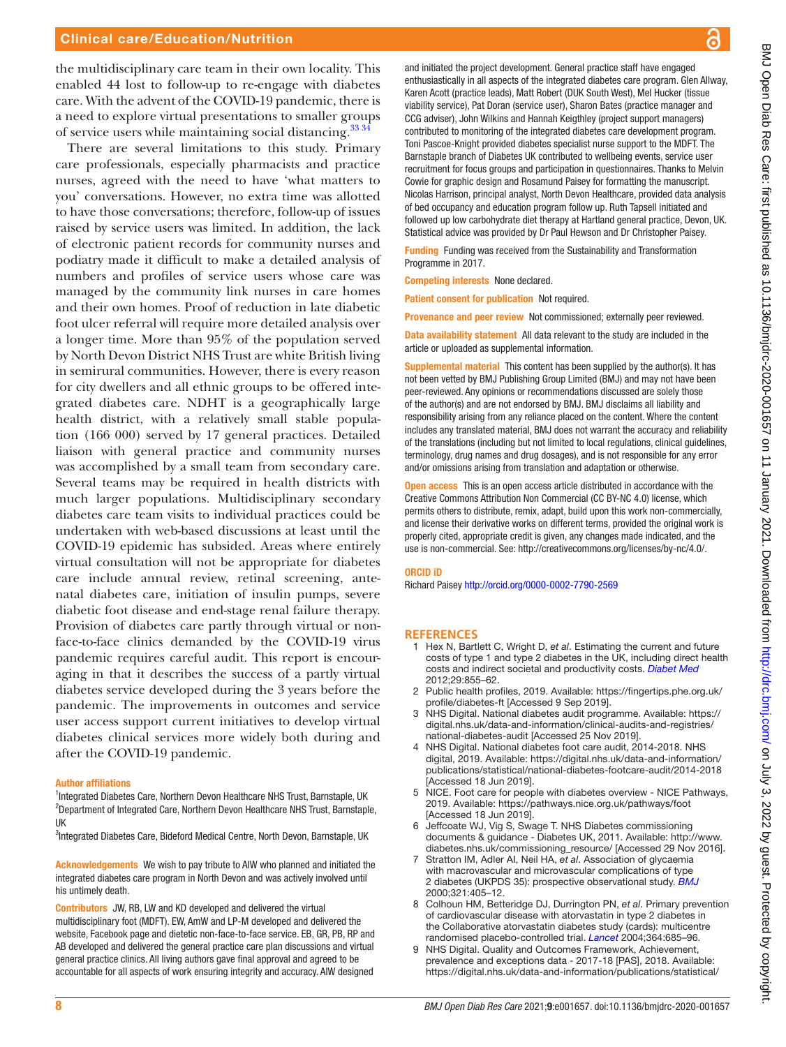the multidisciplinary care team in their own locality. This enabled 44 lost to follow-up to re-engage with diabetes care. With the advent of the COVID-19 pandemic, there is a need to explore virtual presentations to smaller groups of service users while maintaining social distancing.[33 34]

There are several limitations to this study. Primary care professionals, especially pharmacists and practice nurses, agreed with the need to have 'what matters to you' conversations. However, no extra time was allotted to have those conversations; therefore, follow-up of issues raised by service users was limited. In addition, the lack of electronic patient records for community nurses and podiatry made it difficult to make a detailed analysis of numbers and profiles of service users whose care was managed by the community link nurses in care homes and their own homes. Proof of reduction in late diabetic foot ulcer referral will require more detailed analysis over a longer time. More than 95% of the population served by North Devon District NHS Trust are white British living in semirural communities. However, there is every reason for city dwellers and all ethnic groups to be offered integrated diabetes care. NDHT is a geographically large health district, with a relatively small stable population (166 000) served by 17 general practices. Detailed liaison with general practice and community nurses was accomplished by a small team from secondary care. Several teams may be required in health districts with much larger populations. Multidisciplinary secondary diabetes care team visits to individual practices could be undertaken with web-based discussions at least until the COVID-19 epidemic has subsided. Areas where entirely virtual consultation will not be appropriate for diabetes care include annual review, retinal screening, antenatal diabetes care, initiation of insulin pumps, severe diabetic foot disease and end-stage renal failure therapy. Provision of diabetes care partly through virtual or non-face-to-face clinics demanded by the COVID-19 virus pandemic requires careful audit. This report is encouraging in that it describes the success of a partly virtual diabetes service developed during the 3 years before the pandemic. The improvements in outcomes and service user access support current initiatives to develop virtual diabetes clinical services more widely both during and after the COVID-19 pandemic.

**Author affiliations**

[1]Integrated Diabetes Care, Northern Devon Healthcare NHS Trust, Barnstaple, UK
[2]Department of Integrated Care, Northern Devon Healthcare NHS Trust, Barnstaple, UK
[3]Integrated Diabetes Care, Bideford Medical Centre, North Devon, Barnstaple, UK

**Acknowledgements** We wish to pay tribute to AIW who planned and initiated the integrated diabetes care program in North Devon and was actively involved until his untimely death.

**Contributors** JW, RB, LW and KD developed and delivered the virtual multidisciplinary foot (MDFT). EW, AmW and LP-M developed and delivered the website, Facebook page and dietetic non-face-to-face service. EB, GR, PB, RP and AB developed and delivered the general practice care plan discussions and virtual general practice clinics. All living authors gave final approval and agreed to be accountable for all aspects of work ensuring integrity and accuracy. AIW designed and initiated the project development. General practice staff have engaged enthusiastically in all aspects of the integrated diabetes care program. Glen Allway, Karen Acott (practice leads), Matt Robert (DUK South West), Mel Hucker (tissue viability service), Pat Doran (service user), Sharon Bates (practice manager and CCG adviser), John Wilkins and Hannah Keigthley (project support managers) contributed to monitoring of the integrated diabetes care development program. Toni Pascoe-Knight provided diabetes specialist nurse support to the MDFT. The Barnstaple branch of Diabetes UK contributed to wellbeing events, service user recruitment for focus groups and participation in questionnaires. Thanks to Melvin Cowie for graphic design and Rosamund Paisey for formatting the manuscript. Nicolas Harrison, principal analyst, North Devon Healthcare, provided data analysis of bed occupancy and education program follow up. Ruth Tapsell initiated and followed up low carbohydrate diet therapy at Hartland general practice, Devon, UK. Statistical advice was provided by Dr Paul Hewson and Dr Christopher Paisey.

**Funding** Funding was received from the Sustainability and Transformation Programme in 2017.

**Competing interests** None declared.

**Patient consent for publication** Not required.

**Provenance and peer review** Not commissioned; externally peer reviewed.

**Data availability statement** All data relevant to the study are included in the article or uploaded as supplemental information.

**Supplemental material** This content has been supplied by the author(s). It has not been vetted by BMJ Publishing Group Limited (BMJ) and may not have been peer-reviewed. Any opinions or recommendations discussed are solely those of the author(s) and are not endorsed by BMJ. BMJ disclaims all liability and responsibility arising from any reliance placed on the content. Where the content includes any translated material, BMJ does not warrant the accuracy and reliability of the translations (including but not limited to local regulations, clinical guidelines, terminology, drug names and drug dosages), and is not responsible for any error and/or omissions arising from translation and adaptation or otherwise.

**Open access** This is an open access article distributed in accordance with the Creative Commons Attribution Non Commercial (CC BY-NC 4.0) license, which permits others to distribute, remix, adapt, build upon this work non-commercially, and license their derivative works on different terms, provided the original work is properly cited, appropriate credit is given, any changes made indicated, and the use is non-commercial. See: http://creativecommons.org/licenses/by-nc/4.0/.

**ORCID iD**

Richard Paisey http://orcid.org/0000-0002-7790-2569

## REFERENCES

1. Hex N, Bartlett C, Wright D, *et al*. Estimating the current and future costs of type 1 and type 2 diabetes in the UK, including direct health costs and indirect societal and productivity costs. *Diabet Med* 2012;29:855–62.
2. Public health profiles, 2019. Available: https://fingertips.phe.org.uk/profile/diabetes-ft [Accessed 9 Sep 2019].
3. NHS Digital. National diabetes audit programme. Available: https://digital.nhs.uk/data-and-information/clinical-audits-and-registries/national-diabetes-audit [Accessed 25 Nov 2019].
4. NHS Digital. National diabetes foot care audit, 2014-2018. NHS digital, 2019. Available: https://digital.nhs.uk/data-and-information/publications/statistical/national-diabetes-footcare-audit/2014-2018 [Accessed 18 Jun 2019].
5. NICE. Foot care for people with diabetes overview - NICE Pathways, 2019. Available: https://pathways.nice.org.uk/pathways/foot [Accessed 18 Jun 2019].
6. Jeffcoate WJ, Vig S, Swage T. NHS Diabetes commissioning documents & guidance - Diabetes UK, 2011. Available: http://www.diabetes.nhs.uk/commissioning_resource/ [Accessed 29 Nov 2016].
7. Stratton IM, Adler AI, Neil HA, *et al*. Association of glycaemia with macrovascular and microvascular complications of type 2 diabetes (UKPDS 35): prospective observational study. *BMJ* 2000;321:405–12.
8. Colhoun HM, Betteridge DJ, Durrington PN, *et al*. Primary prevention of cardiovascular disease with atorvastatin in type 2 diabetes in the Collaborative atorvastatin diabetes study (cards): multicentre randomised placebo-controlled trial. *Lancet* 2004;364:685–96.
9. NHS Digital. Quality and Outcomes Framework, Achievement, prevalence and exceptions data - 2017-18 [PAS], 2018. Available: https://digital.nhs.uk/data-and-information/publications/statistical/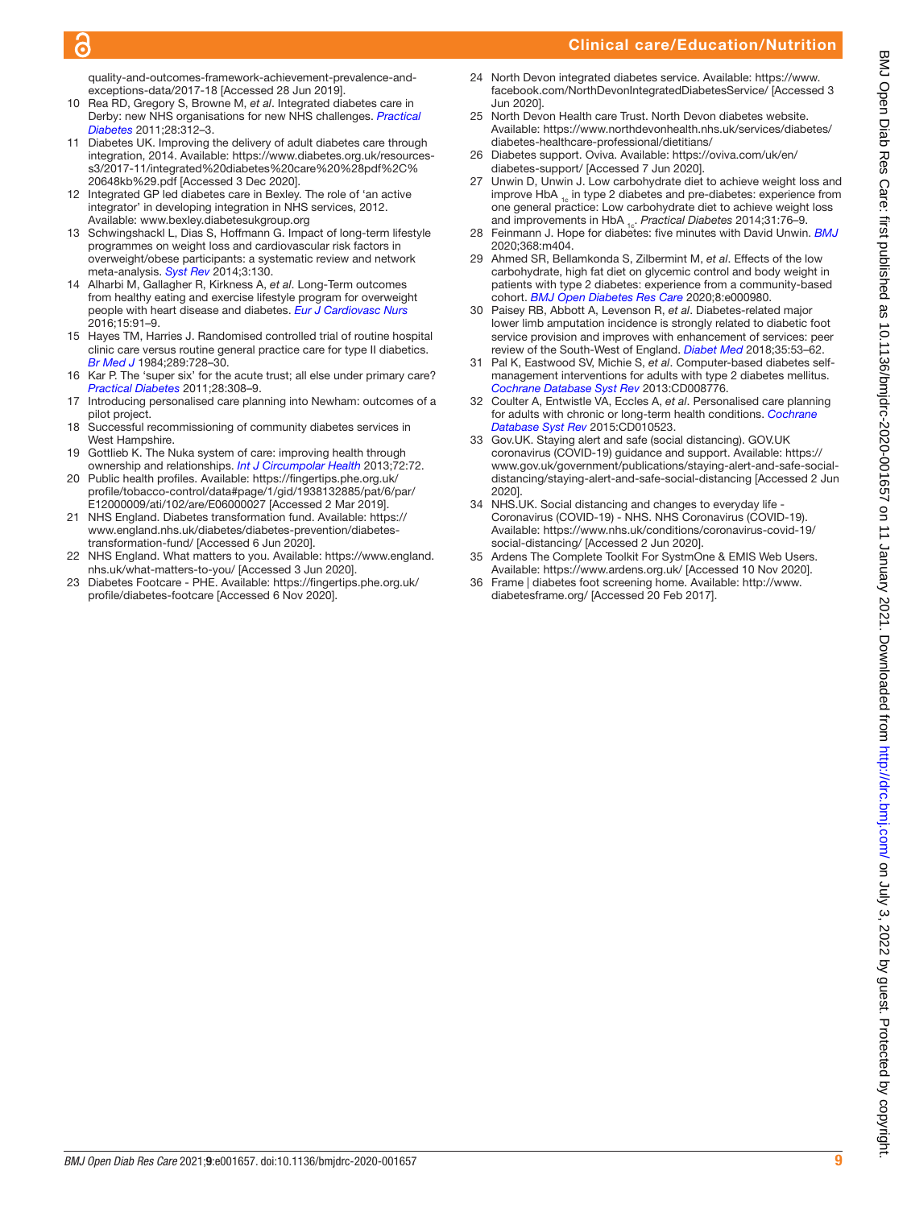quality-and-outcomes-framework-achievement-prevalence-and-exceptions-data/2017-18 [Accessed 28 Jun 2019].

10 Rea RD, Gregory S, Browne M, *et al*. Integrated diabetes care in Derby: new NHS organisations for new NHS challenges. *Practical Diabetes* 2011;28:312–3.
11 Diabetes UK. Improving the delivery of adult diabetes care through integration, 2014. Available: https://www.diabetes.org.uk/resources-s3/2017-11/integrated%20diabetes%20care%20%28pdf%2C%20648kb%29.pdf [Accessed 3 Dec 2020].
12 Integrated GP led diabetes care in Bexley. The role of 'an active integrator' in developing integration in NHS services, 2012. Available: www.bexley.diabetesukgroup.org
13 Schwingshackl L, Dias S, Hoffmann G. Impact of long-term lifestyle programmes on weight loss and cardiovascular risk factors in overweight/obese participants: a systematic review and network meta-analysis. *Syst Rev* 2014;3:130.
14 Alharbi M, Gallagher R, Kirkness A, *et al*. Long-Term outcomes from healthy eating and exercise lifestyle program for overweight people with heart disease and diabetes. *Eur J Cardiovasc Nurs* 2016;15:91–9.
15 Hayes TM, Harries J. Randomised controlled trial of routine hospital clinic care versus routine general practice care for type II diabetics. *Br Med J* 1984;289:728–30.
16 Kar P. The 'super six' for the acute trust; all else under primary care? *Practical Diabetes* 2011;28:308–9.
17 Introducing personalised care planning into Newham: outcomes of a pilot project.
18 Successful recommissioning of community diabetes services in West Hampshire.
19 Gottlieb K. The Nuka system of care: improving health through ownership and relationships. *Int J Circumpolar Health* 2013;72:72.
20 Public health profiles. Available: https://fingertips.phe.org.uk/profile/tobacco-control/data#page/1/gid/1938132885/pat/6/par/E12000009/ati/102/are/E06000027 [Accessed 2 Mar 2019].
21 NHS England. Diabetes transformation fund. Available: https://www.england.nhs.uk/diabetes/diabetes-prevention/diabetes-transformation-fund/ [Accessed 6 Jun 2020].
22 NHS England. What matters to you. Available: https://www.england.nhs.uk/what-matters-to-you/ [Accessed 3 Jun 2020].
23 Diabetes Footcare - PHE. Available: https://fingertips.phe.org.uk/profile/diabetes-footcare [Accessed 6 Nov 2020].
24 North Devon integrated diabetes service. Available: https://www.facebook.com/NorthDevonIntegratedDiabetesService/ [Accessed 3 Jun 2020].
25 North Devon Health care Trust. North Devon diabetes website. Available: https://www.northdevonhealth.nhs.uk/services/diabetes/diabetes-healthcare-professional/dietitians/
26 Diabetes support. Oviva. Available: https://oviva.com/uk/en/diabetes-support/ [Accessed 7 Jun 2020].
27 Unwin D, Unwin J. Low carbohydrate diet to achieve weight loss and improve $HbA_{1c}$ in type 2 diabetes and pre-diabetes: experience from one general practice: Low carbohydrate diet to achieve weight loss and improvements in $HbA_{1c}$. *Practical Diabetes* 2014;31:76–9.
28 Feinmann J. Hope for diabetes: five minutes with David Unwin. *BMJ* 2020;368:m404.
29 Ahmed SR, Bellamkonda S, Zilbermint M, *et al*. Effects of the low carbohydrate, high fat diet on glycemic control and body weight in patients with type 2 diabetes: experience from a community-based cohort. *BMJ Open Diabetes Res Care* 2020;8:e000980.
30 Paisey RB, Abbott A, Levenson R, *et al*. Diabetes-related major lower limb amputation incidence is strongly related to diabetic foot service provision and improves with enhancement of services: peer review of the South-West of England. *Diabet Med* 2018;35:53–62.
31 Pal K, Eastwood SV, Michie S, *et al*. Computer-based diabetes self-management interventions for adults with type 2 diabetes mellitus. *Cochrane Database Syst Rev* 2013:CD008776.
32 Coulter A, Entwistle VA, Eccles A, *et al*. Personalised care planning for adults with chronic or long-term health conditions. *Cochrane Database Syst Rev* 2015:CD010523.
33 Gov.UK. Staying alert and safe (social distancing). GOV.UK coronavirus (COVID-19) guidance and support. Available: https://www.gov.uk/government/publications/staying-alert-and-safe-social-distancing/staying-alert-and-safe-social-distancing [Accessed 2 Jun 2020].
34 NHS.UK. Social distancing and changes to everyday life - Coronavirus (COVID-19) - NHS. NHS Coronavirus (COVID-19). Available: https://www.nhs.uk/conditions/coronavirus-covid-19/social-distancing/ [Accessed 2 Jun 2020].
35 Ardens The Complete Toolkit For SystmOne & EMIS Web Users. Available: https://www.ardens.org.uk/ [Accessed 10 Nov 2020].
36 Frame | diabetes foot screening home. Available: http://www.diabetesframe.org/ [Accessed 20 Feb 2017].